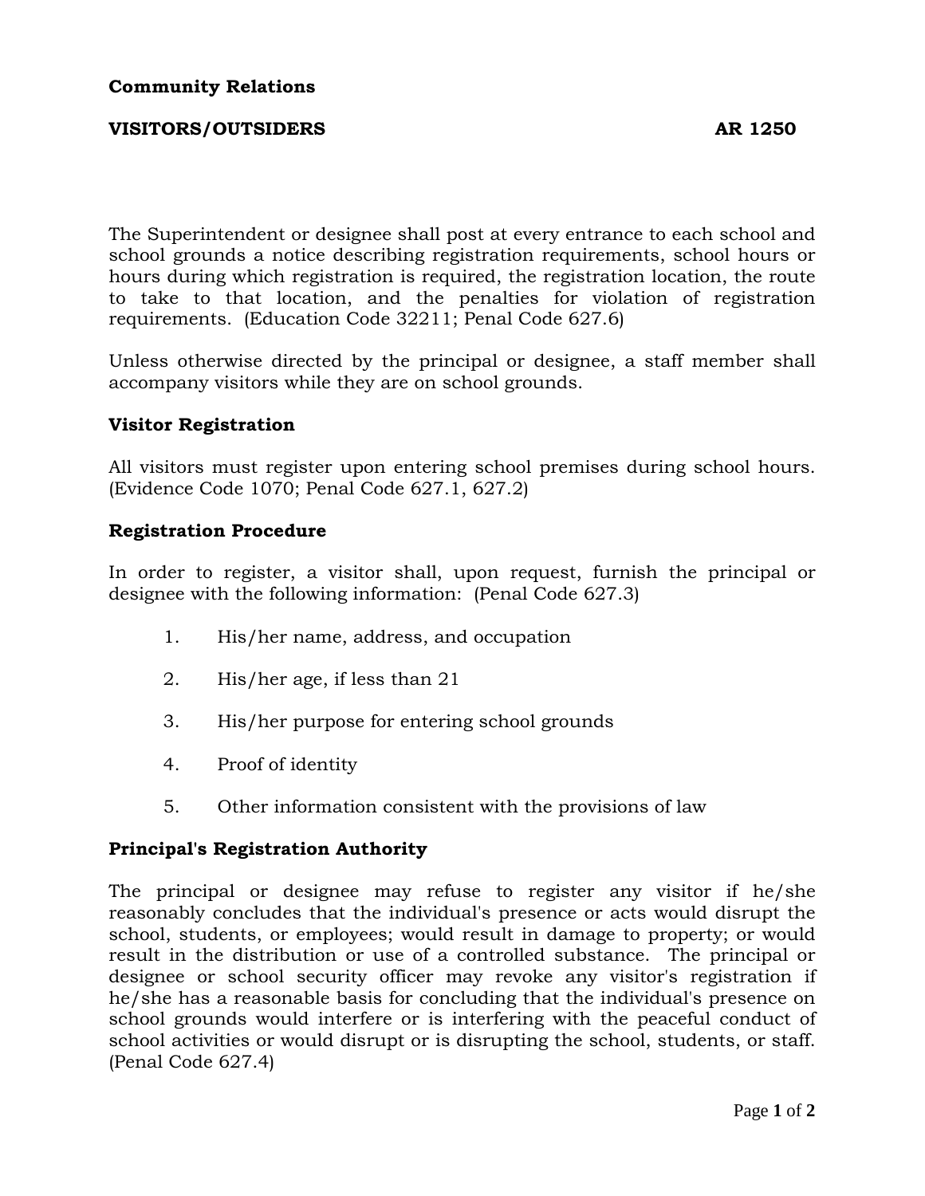**Community Relations**

**VISITORS/OUTSIDERS AR 1250**

The Superintendent or designee shall post at every entrance to each school and school grounds a notice describing registration requirements, school hours or hours during which registration is required, the registration location, the route to take to that location, and the penalties for violation of registration requirements. (Education Code 32211; Penal Code 627.6)

Unless otherwise directed by the principal or designee, a staff member shall accompany visitors while they are on school grounds.

**Visitor Registration**

All visitors must register upon entering school premises during school hours. (Evidence Code 1070; Penal Code 627.1, 627.2)

**Registration Procedure**

In order to register, a visitor shall, upon request, furnish the principal or designee with the following information: (Penal Code 627.3)

1. His/her name, address, and occupation
2. His/her age, if less than 21
3. His/her purpose for entering school grounds
4. Proof of identity
5. Other information consistent with the provisions of law

**Principal's Registration Authority**

The principal or designee may refuse to register any visitor if he/she reasonably concludes that the individual's presence or acts would disrupt the school, students, or employees; would result in damage to property; or would result in the distribution or use of a controlled substance. The principal or designee or school security officer may revoke any visitor's registration if he/she has a reasonable basis for concluding that the individual's presence on school grounds would interfere or is interfering with the peaceful conduct of school activities or would disrupt or is disrupting the school, students, or staff. (Penal Code 627.4)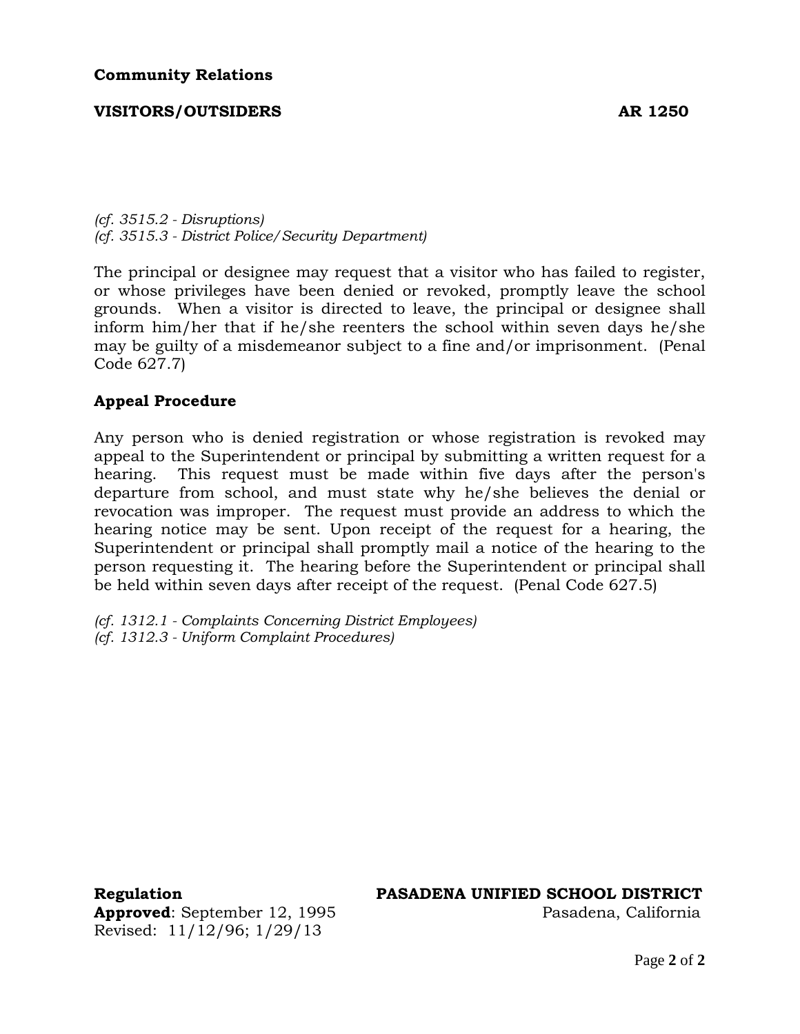*(cf. 3515.2 - Disruptions)*
*(cf. 3515.3 - District Police/Security Department)*

The principal or designee may request that a visitor who has failed to register, or whose privileges have been denied or revoked, promptly leave the school grounds. When a visitor is directed to leave, the principal or designee shall inform him/her that if he/she reenters the school within seven days he/she may be guilty of a misdemeanor subject to a fine and/or imprisonment. (Penal Code 627.7)

## Appeal Procedure

Any person who is denied registration or whose registration is revoked may appeal to the Superintendent or principal by submitting a written request for a hearing. This request must be made within five days after the person's departure from school, and must state why he/she believes the denial or revocation was improper. The request must provide an address to which the hearing notice may be sent. Upon receipt of the request for a hearing, the Superintendent or principal shall promptly mail a notice of the hearing to the person requesting it. The hearing before the Superintendent or principal shall be held within seven days after receipt of the request. (Penal Code 627.5)

*(cf. 1312.1 - Complaints Concerning District Employees)*
*(cf. 1312.3 - Uniform Complaint Procedures)*

**Regulation** **PASADENA UNIFIED SCHOOL DISTRICT**
**Approved**: September 12, 1995 Pasadena, California
Revised: 11/12/96; 1/29/13